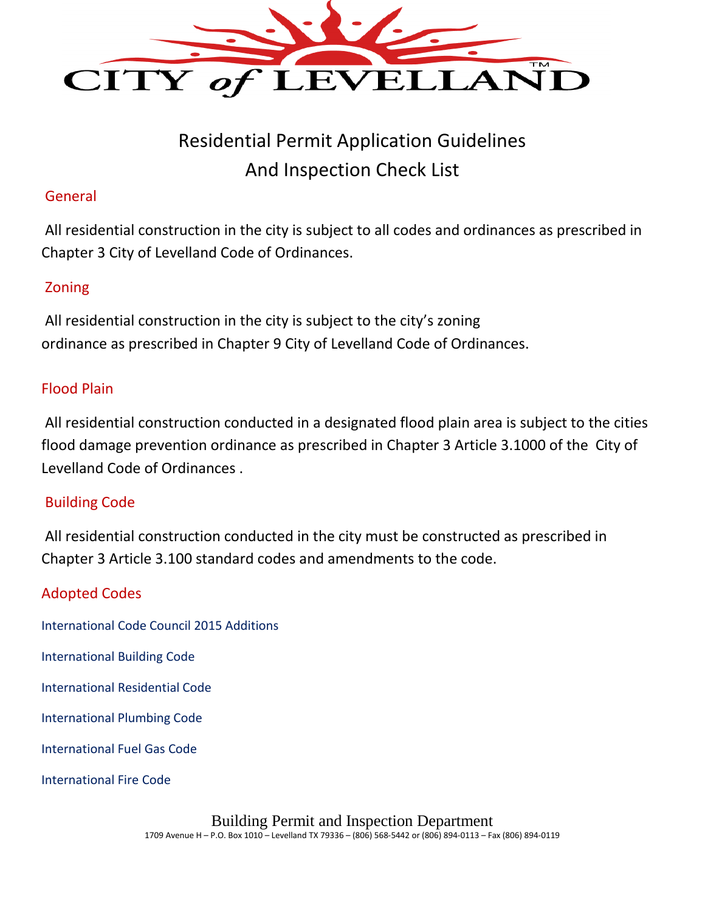# CITY of LEVELLAND

## Residential Permit Application Guidelines And Inspection Check List

### General

All residential construction in the city is subject to all codes and ordinances as prescribed in Chapter 3 City of Levelland Code of Ordinances.

### Zoning

All residential construction in the city is subject to the city's zoning ordinance as prescribed in Chapter 9 City of Levelland Code of Ordinances.

### Flood Plain

All residential construction conducted in a designated flood plain area is subject to the cities flood damage prevention ordinance as prescribed in Chapter 3 Article 3.1000 of the City of Levelland Code of Ordinances .

### Building Code

All residential construction conducted in the city must be constructed as prescribed in Chapter 3 Article 3.100 standard codes and amendments to the code.

### Adopted Codes

International Code Council 2015 Additions

International Building Code

International Residential Code

International Plumbing Code

International Fuel Gas Code

International Fire Code

Building Permit and Inspection Department

1709 Avenue H – P.O. Box 1010 – Levelland TX 79336 – (806) 568-5442 or (806) 894-0113 – Fax (806) 894-0119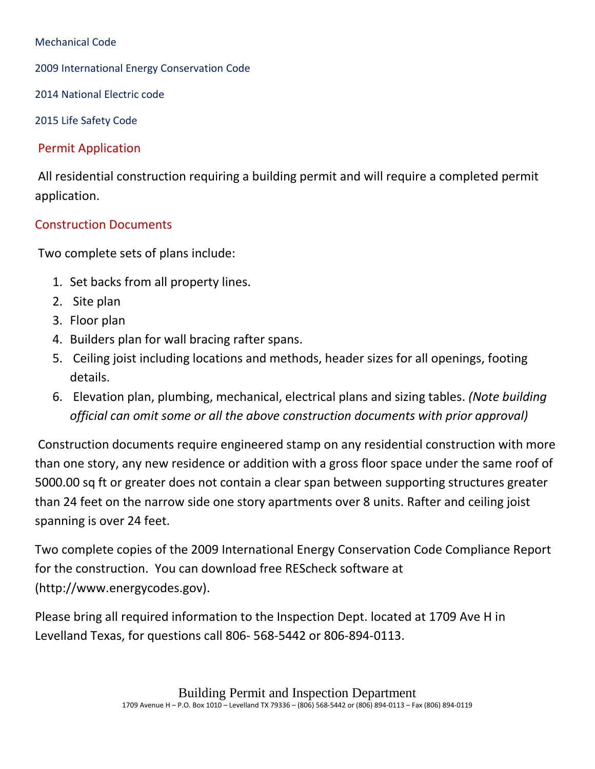Mechanical Code

2009 International Energy Conservation Code

2014 National Electric code

2015 Life Safety Code

## Permit Application

All residential construction requiring a building permit and will require a completed permit application.

## Construction Documents

Two complete sets of plans include:

1. Set backs from all property lines.
2. Site plan
3. Floor plan
4. Builders plan for wall bracing rafter spans.
5. Ceiling joist including locations and methods, header sizes for all openings, footing details.
6. Elevation plan, plumbing, mechanical, electrical plans and sizing tables. *(Note building official can omit some or all the above construction documents with prior approval)*

Construction documents require engineered stamp on any residential construction with more than one story, any new residence or addition with a gross floor space under the same roof of 5000.00 sq ft or greater does not contain a clear span between supporting structures greater than 24 feet on the narrow side one story apartments over 8 units. Rafter and ceiling joist spanning is over 24 feet.

Two complete copies of the 2009 International Energy Conservation Code Compliance Report for the construction. You can download free REScheck software at (http://www.energycodes.gov).

Please bring all required information to the Inspection Dept. located at 1709 Ave H in Levelland Texas, for questions call 806- 568-5442 or 806-894-0113.

Building Permit and Inspection Department

1709 Avenue H – P.O. Box 1010 – Levelland TX 79336 – (806) 568-5442 or (806) 894-0113 – Fax (806) 894-0119